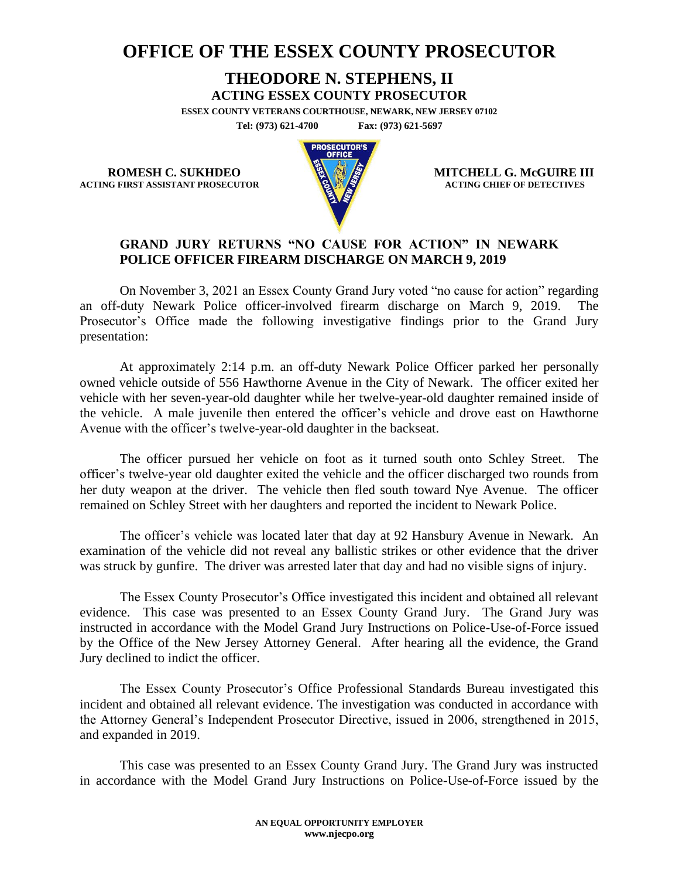# OFFICE OF THE ESSEX COUNTY PROSECUTOR

## THEODORE N. STEPHENS, II

**ACTING ESSEX COUNTY PROSECUTOR**

**ESSEX COUNTY VETERANS COURTHOUSE, NEWARK, NEW JERSEY 07102**

**Tel: (973) 621-4700 Fax: (973) 621-5697**

**ROMESH C. SUKHDEO**
**ACTING FIRST ASSISTANT PROSECUTOR**

**MITCHELL G. McGUIRE III**
**ACTING CHIEF OF DETECTIVES**

### GRAND JURY RETURNS "NO CAUSE FOR ACTION" IN NEWARK POLICE OFFICER FIREARM DISCHARGE ON MARCH 9, 2019

On November 3, 2021 an Essex County Grand Jury voted "no cause for action" regarding an off-duty Newark Police officer-involved firearm discharge on March 9, 2019. The Prosecutor's Office made the following investigative findings prior to the Grand Jury presentation:

At approximately 2:14 p.m. an off-duty Newark Police Officer parked her personally owned vehicle outside of 556 Hawthorne Avenue in the City of Newark. The officer exited her vehicle with her seven-year-old daughter while her twelve-year-old daughter remained inside of the vehicle. A male juvenile then entered the officer's vehicle and drove east on Hawthorne Avenue with the officer's twelve-year-old daughter in the backseat.

The officer pursued her vehicle on foot as it turned south onto Schley Street. The officer's twelve-year old daughter exited the vehicle and the officer discharged two rounds from her duty weapon at the driver. The vehicle then fled south toward Nye Avenue. The officer remained on Schley Street with her daughters and reported the incident to Newark Police.

The officer's vehicle was located later that day at 92 Hansbury Avenue in Newark. An examination of the vehicle did not reveal any ballistic strikes or other evidence that the driver was struck by gunfire. The driver was arrested later that day and had no visible signs of injury.

The Essex County Prosecutor's Office investigated this incident and obtained all relevant evidence. This case was presented to an Essex County Grand Jury. The Grand Jury was instructed in accordance with the Model Grand Jury Instructions on Police-Use-of-Force issued by the Office of the New Jersey Attorney General. After hearing all the evidence, the Grand Jury declined to indict the officer.

The Essex County Prosecutor's Office Professional Standards Bureau investigated this incident and obtained all relevant evidence. The investigation was conducted in accordance with the Attorney General's Independent Prosecutor Directive, issued in 2006, strengthened in 2015, and expanded in 2019.

This case was presented to an Essex County Grand Jury. The Grand Jury was instructed in accordance with the Model Grand Jury Instructions on Police-Use-of-Force issued by the

**AN EQUAL OPPORTUNITY EMPLOYER**
**www.njecpo.org**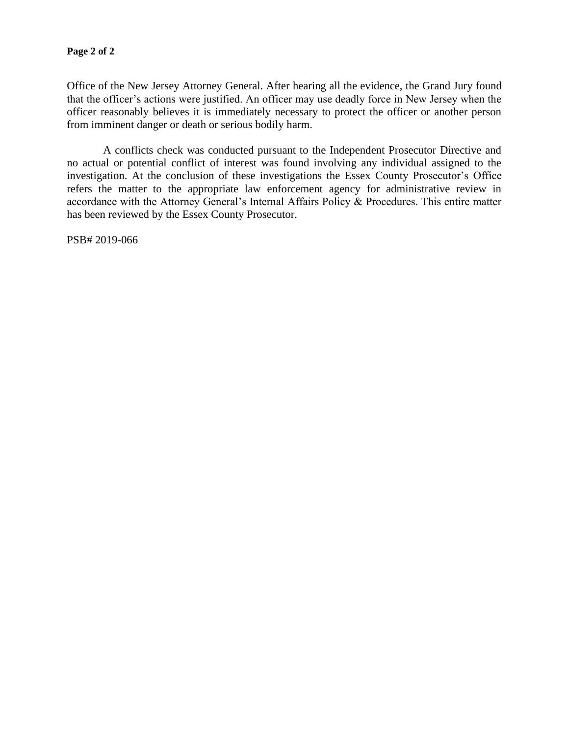Office of the New Jersey Attorney General. After hearing all the evidence, the Grand Jury found that the officer's actions were justified. An officer may use deadly force in New Jersey when the officer reasonably believes it is immediately necessary to protect the officer or another person from imminent danger or death or serious bodily harm.

A conflicts check was conducted pursuant to the Independent Prosecutor Directive and no actual or potential conflict of interest was found involving any individual assigned to the investigation. At the conclusion of these investigations the Essex County Prosecutor's Office refers the matter to the appropriate law enforcement agency for administrative review in accordance with the Attorney General's Internal Affairs Policy & Procedures. This entire matter has been reviewed by the Essex County Prosecutor.

PSB# 2019-066